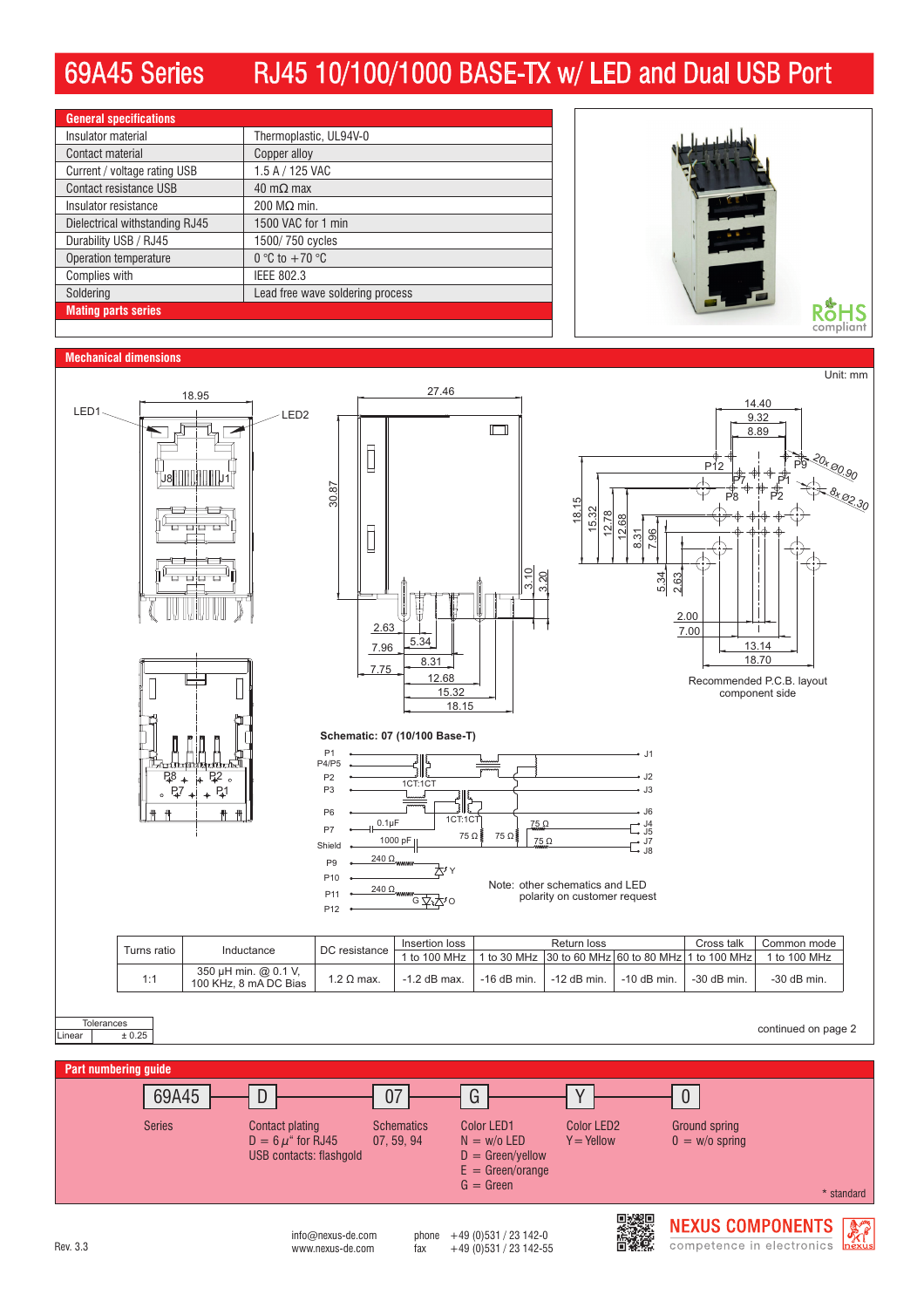# 69A45 Series RJ45 10/100/1000 BASE-TX w/ LED and Dual USB Port

## General specifications

| | |
|---|---|
| Insulator material | Thermoplastic, UL94V-0 |
| Contact material | Copper alloy |
| Current / voltage rating USB | 1.5 A / 125 VAC |
| Contact resistance USB | 40 mΩ max |
| Insulator resistance | 200 MΩ min. |
| Dielectrical withstanding RJ45 | 1500 VAC for 1 min |
| Durability USB / RJ45 | 1500/ 750 cycles |
| Operation temperature | 0 °C to +70 °C |
| Complies with | IEEE 802.3 |
| Soldering | Lead free wave soldering process |

**Mating parts series**

RoHS compliant

## Mechanical dimensions

Unit: mm

Recommended P.C.B. layout component side

**Schematic: 07 (10/100 Base-T)**

Note: other schematics and LED polarity on customer request

| Turns ratio | Inductance | DC resistance | Insertion loss | Return loss | | | Cross talk | Common mode |
|---|---|---|---|---|---|---|---|---|
| | | | 1 to 100 MHz | 1 to 30 MHz | 30 to 60 MHz | 60 to 80 MHz | 1 to 100 MHz | 1 to 100 MHz |
| 1:1 | 350 µH min. @ 0.1 V, 100 KHz, 8 mA DC Bias | 1.2 Ω max. | -1.2 dB max. | -16 dB min. | -12 dB min. | -10 dB min. | -30 dB min. | -30 dB min. |

| Tolerances | |
|---|---|
| Linear | ± 0.25 |

continued on page 2

## Part numbering guide

| 69A45 | D | 07 | G | Y | 0 |
|---|---|---|---|---|---|
| Series | Contact plating<br>D = 6 µ" for RJ45<br>USB contacts: flashgold | Schematics<br>07, 59, 94 | Color LED1<br>N = w/o LED<br>D = Green/yellow<br>E = Green/orange<br>G = Green | Color LED2<br>Y = Yellow | Ground spring<br>0 = w/o spring |

\* standard

Rev. 3.3

info@nexus-de.com
www.nexus-de.com

phone +49 (0)531 / 23 142-0
fax +49 (0)531 / 23 142-55

NEXUS COMPONENTS
competence in electronics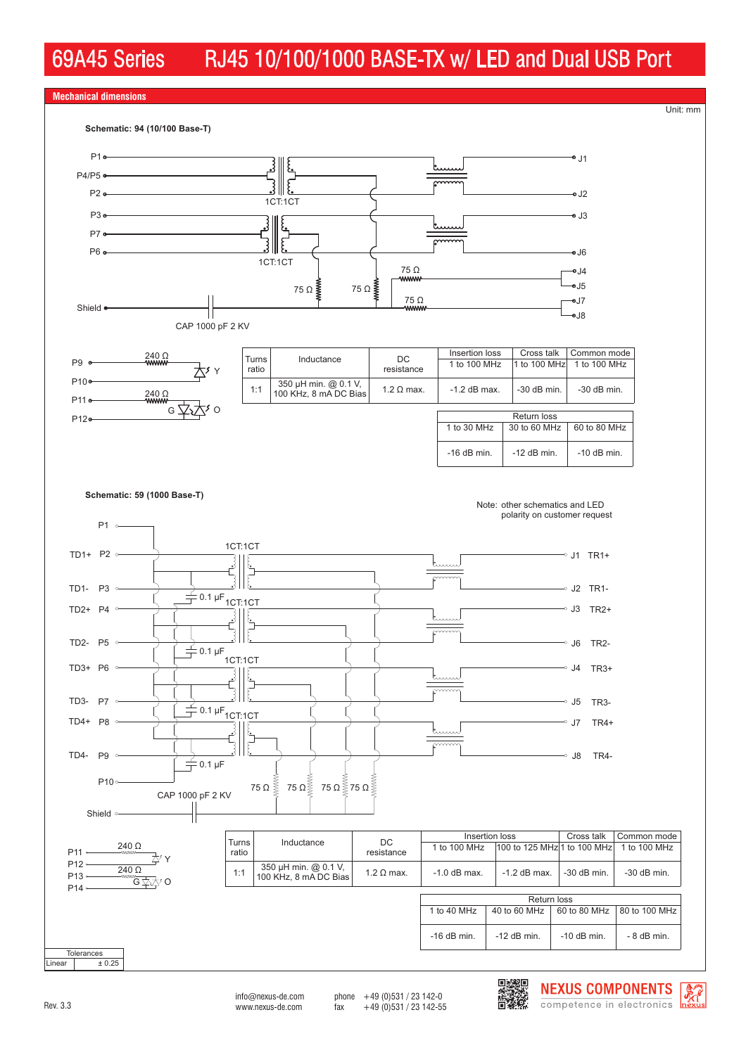# 69A45 Series RJ45 10/100/1000 BASE-TX w/ LED and Dual USB Port

## Mechanical dimensions

Unit: mm

**Schematic: 94 (10/100 Base-T)**

P1
P4/P5
P2
P3
P7
P6
Shield
1CT:1CT
1CT:1CT
75 Ω
75 Ω
75 Ω
75 Ω
CAP 1000 pF 2 KV
J1
J2
J3
J6
J4
J5
J7
J8

P9
P10
P11
P12
240 Ω
240 Ω
Y
G
O

| Turns ratio | Inductance | DC resistance | Insertion loss 1 to 100 MHz | Cross talk 1 to 100 MHz | Common mode 1 to 100 MHz |
|---|---|---|---|---|---|
| 1:1 | 350 µH min. @ 0.1 V, 100 KHz, 8 mA DC Bias | 1.2 Ω max. | -1.2 dB max. | -30 dB min. | -30 dB min. |

| Return loss | | |
|---|---|---|
| 1 to 30 MHz | 30 to 60 MHz | 60 to 80 MHz |
| -16 dB min. | -12 dB min. | -10 dB min. |

**Schematic: 59 (1000 Base-T)**

Note: other schematics and LED polarity on customer request

P1
TD1+ P2
TD1- P3
TD2+ P4
TD2- P5
TD3+ P6
TD3- P7
TD4+ P8
TD4- P9
P10
Shield
1CT:1CT
1CT:1CT
1CT:1CT
1CT:1CT
0.1 µF
0.1 µF
0.1 µF
0.1 µF
75 Ω
75 Ω
75 Ω
75 Ω
CAP 1000 pF 2 KV
J1 TR1+
J2 TR1-
J3 TR2+
J6 TR2-
J4 TR3+
J5 TR3-
J7 TR4+
J8 TR4-

P11
P12
P13
P14
240 Ω
240 Ω
Y
G
O

| Turns ratio | Inductance | DC resistance | Insertion loss 1 to 100 MHz | Insertion loss 100 to 125 MHz | Cross talk 1 to 100 MHz | Common mode 1 to 100 MHz |
|---|---|---|---|---|---|---|
| 1:1 | 350 µH min. @ 0.1 V, 100 KHz, 8 mA DC Bias | 1.2 Ω max. | -1.0 dB max. | -1.2 dB max. | -30 dB min. | -30 dB min. |

| Return loss | | | |
|---|---|---|---|
| 1 to 40 MHz | 40 to 60 MHz | 60 to 80 MHz | 80 to 100 MHz |
| -16 dB min. | -12 dB min. | -10 dB min. | - 8 dB min. |

| Tolerances | |
|---|---|
| Linear | ± 0.25 |

Rev. 3.3

info@nexus-de.com
www.nexus-de.com

phone +49 (0)531 / 23 142-0
fax +49 (0)531 / 23 142-55

NEXUS COMPONENTS
competence in electronics